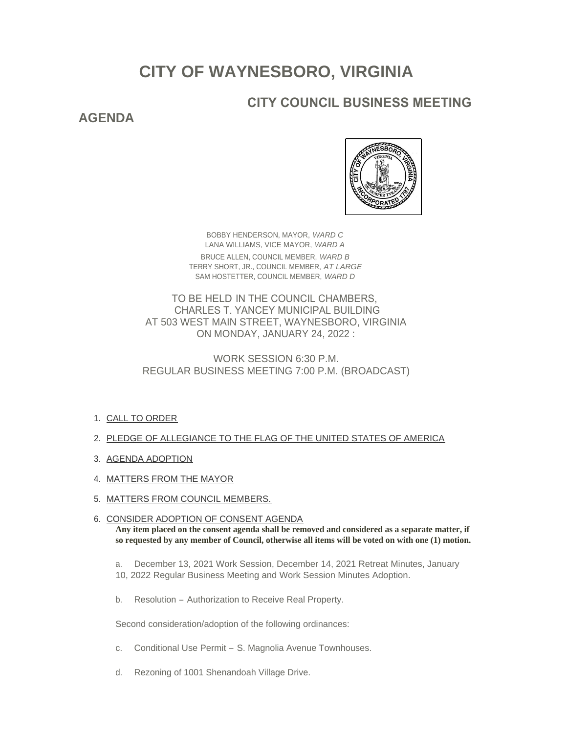# CITY OF WAYNESBORO, VIRGINIA

## CITY COUNCIL BUSINESS MEETING AGENDA

BOBBY HENDERSON, MAYOR, *WARD C*
LANA WILLIAMS, VICE MAYOR, *WARD A*
BRUCE ALLEN, COUNCIL MEMBER, *WARD B*
TERRY SHORT, JR., COUNCIL MEMBER, *AT LARGE*
SAM HOSTETTER, COUNCIL MEMBER, *WARD D*

TO BE HELD IN THE COUNCIL CHAMBERS,
CHARLES T. YANCEY MUNICIPAL BUILDING
AT 503 WEST MAIN STREET, WAYNESBORO, VIRGINIA
ON MONDAY, JANUARY 24, 2022 :

WORK SESSION 6:30 P.M.
REGULAR BUSINESS MEETING 7:00 P.M. (BROADCAST)

1. CALL TO ORDER
2. PLEDGE OF ALLEGIANCE TO THE FLAG OF THE UNITED STATES OF AMERICA
3. AGENDA ADOPTION
4. MATTERS FROM THE MAYOR
5. MATTERS FROM COUNCIL MEMBERS.
6. CONSIDER ADOPTION OF CONSENT AGENDA

   **Any item placed on the consent agenda shall be removed and considered as a separate matter, if so requested by any member of Council, otherwise all items will be voted on with one (1) motion.**

   a. December 13, 2021 Work Session, December 14, 2021 Retreat Minutes, January 10, 2022 Regular Business Meeting and Work Session Minutes Adoption.

   b. Resolution – Authorization to Receive Real Property.

   Second consideration/adoption of the following ordinances:

   c. Conditional Use Permit – S. Magnolia Avenue Townhouses.

   d. Rezoning of 1001 Shenandoah Village Drive.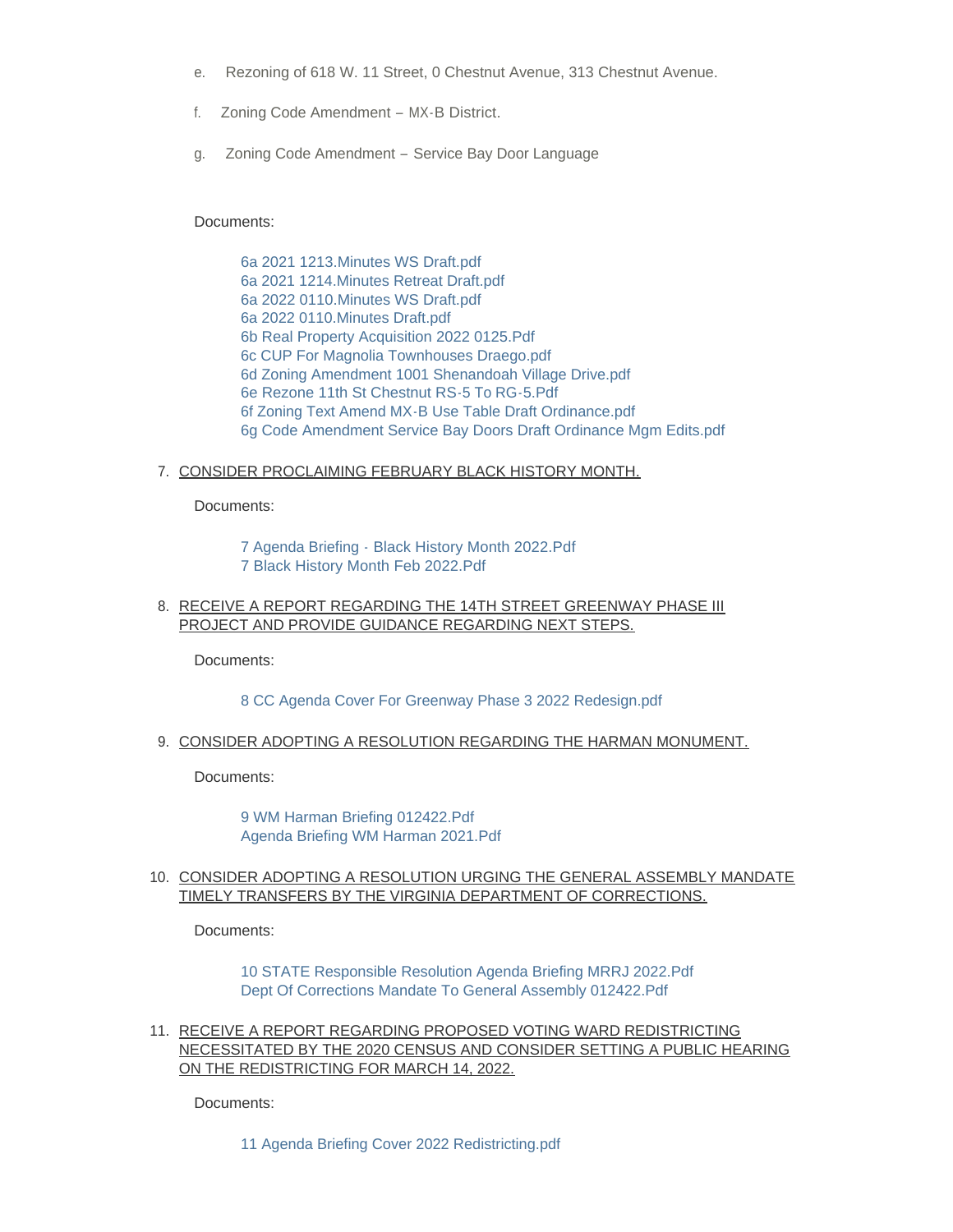e. Rezoning of 618 W. 11 Street, 0 Chestnut Avenue, 313 Chestnut Avenue.

f. Zoning Code Amendment – MX-B District.

g. Zoning Code Amendment – Service Bay Door Language

Documents:

6a 2021 1213.Minutes WS Draft.pdf
6a 2021 1214.Minutes Retreat Draft.pdf
6a 2022 0110.Minutes WS Draft.pdf
6a 2022 0110.Minutes Draft.pdf
6b Real Property Acquisition 2022 0125.Pdf
6c CUP For Magnolia Townhouses Draego.pdf
6d Zoning Amendment 1001 Shenandoah Village Drive.pdf
6e Rezone 11th St Chestnut RS-5 To RG-5.Pdf
6f Zoning Text Amend MX-B Use Table Draft Ordinance.pdf
6g Code Amendment Service Bay Doors Draft Ordinance Mgm Edits.pdf

7. CONSIDER PROCLAIMING FEBRUARY BLACK HISTORY MONTH.

Documents:

7 Agenda Briefing - Black History Month 2022.Pdf
7 Black History Month Feb 2022.Pdf

8. RECEIVE A REPORT REGARDING THE 14TH STREET GREENWAY PHASE III PROJECT AND PROVIDE GUIDANCE REGARDING NEXT STEPS.

Documents:

8 CC Agenda Cover For Greenway Phase 3 2022 Redesign.pdf

9. CONSIDER ADOPTING A RESOLUTION REGARDING THE HARMAN MONUMENT.

Documents:

9 WM Harman Briefing 012422.Pdf
Agenda Briefing WM Harman 2021.Pdf

10. CONSIDER ADOPTING A RESOLUTION URGING THE GENERAL ASSEMBLY MANDATE TIMELY TRANSFERS BY THE VIRGINIA DEPARTMENT OF CORRECTIONS.

Documents:

10 STATE Responsible Resolution Agenda Briefing MRRJ 2022.Pdf
Dept Of Corrections Mandate To General Assembly 012422.Pdf

11. RECEIVE A REPORT REGARDING PROPOSED VOTING WARD REDISTRICTING NECESSITATED BY THE 2020 CENSUS AND CONSIDER SETTING A PUBLIC HEARING ON THE REDISTRICTING FOR MARCH 14, 2022.

Documents:

11 Agenda Briefing Cover 2022 Redistricting.pdf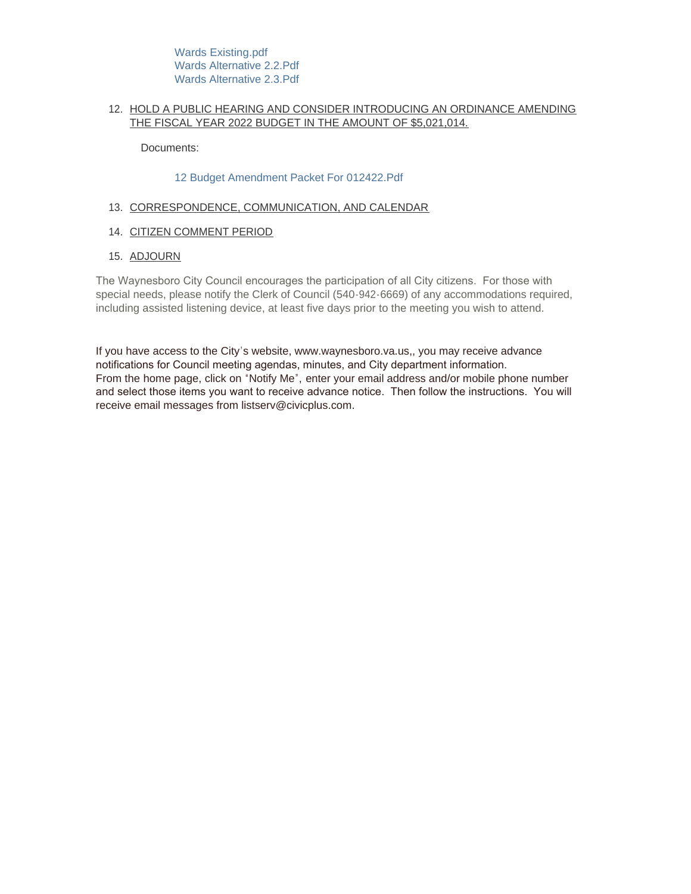Wards Existing.pdf
Wards Alternative 2.2.Pdf
Wards Alternative 2.3.Pdf

12. HOLD A PUBLIC HEARING AND CONSIDER INTRODUCING AN ORDINANCE AMENDING THE FISCAL YEAR 2022 BUDGET IN THE AMOUNT OF $5,021,014.

    Documents:

    12 Budget Amendment Packet For 012422.Pdf

13. CORRESPONDENCE, COMMUNICATION, AND CALENDAR

14. CITIZEN COMMENT PERIOD

15. ADJOURN

The Waynesboro City Council encourages the participation of all City citizens. For those with special needs, please notify the Clerk of Council (540-942-6669) of any accommodations required, including assisted listening device, at least five days prior to the meeting you wish to attend.

If you have access to the City's website, www.waynesboro.va.us,, you may receive advance notifications for Council meeting agendas, minutes, and City department information. From the home page, click on "Notify Me", enter your email address and/or mobile phone number and select those items you want to receive advance notice. Then follow the instructions. You will receive email messages from listserv@civicplus.com.